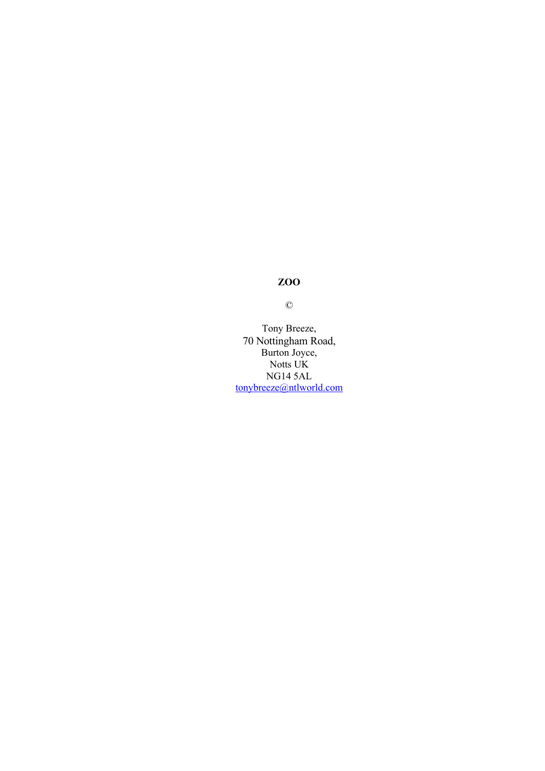# ZOO

©

Tony Breeze,
70 Nottingham Road,
Burton Joyce,
Notts UK
NG14 5AL
tonybreeze@ntlworld.com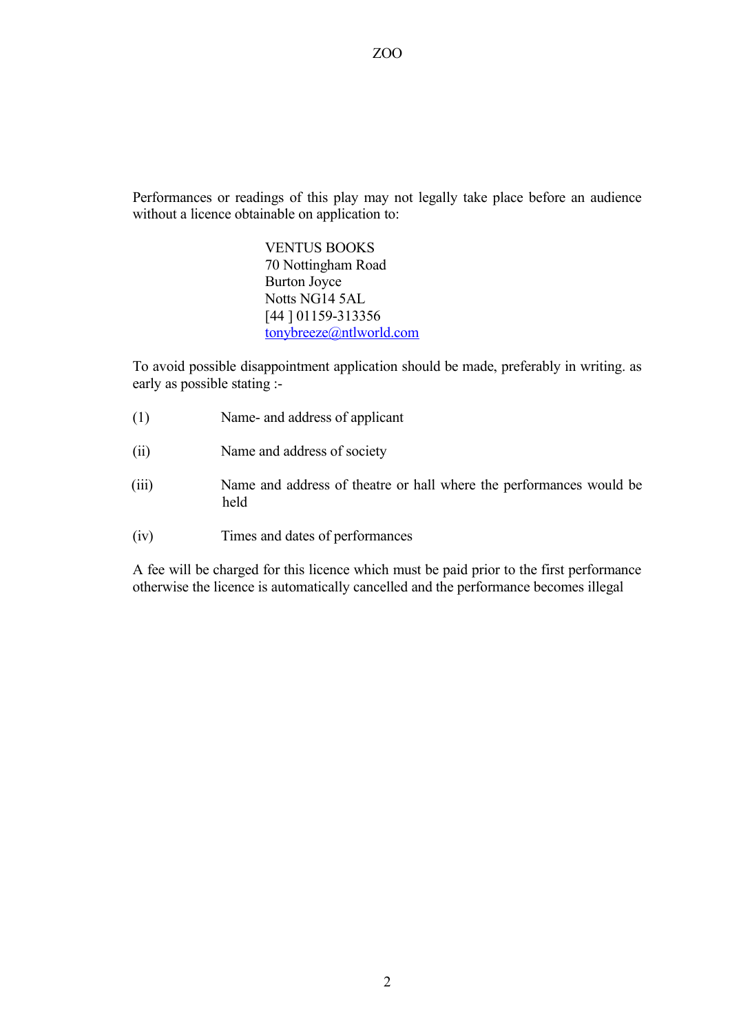Performances or readings of this play may not legally take place before an audience without a licence obtainable on application to:

VENTUS BOOKS
70 Nottingham Road
Burton Joyce
Notts NG14 5AL
[44 ] 01159-313356
tonybreeze@ntlworld.com

To avoid possible disappointment application should be made, preferably in writing. as early as possible stating :-

(1) Name- and address of applicant

(ii) Name and address of society

(iii) Name and address of theatre or hall where the performances would be held

(iv) Times and dates of performances

A fee will be charged for this licence which must be paid prior to the first performance otherwise the licence is automatically cancelled and the performance becomes illegal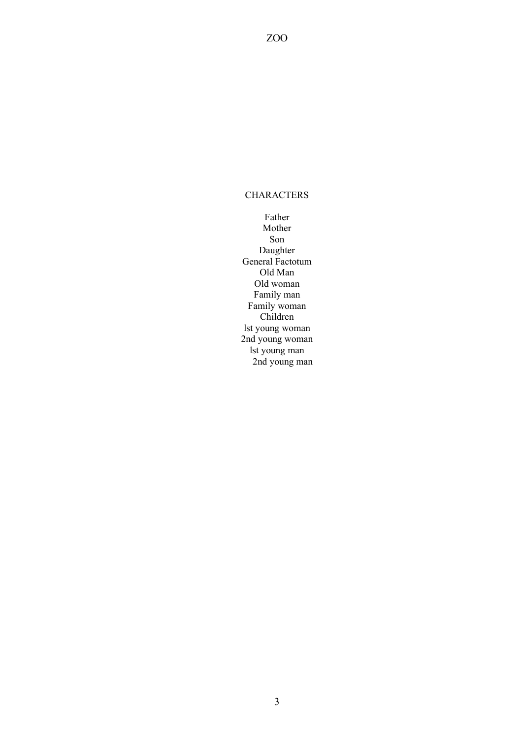## CHARACTERS

Father
Mother
Son
Daughter
General Factotum
Old Man
Old woman
Family man
Family woman
Children
lst young woman
2nd young woman
lst young man
2nd young man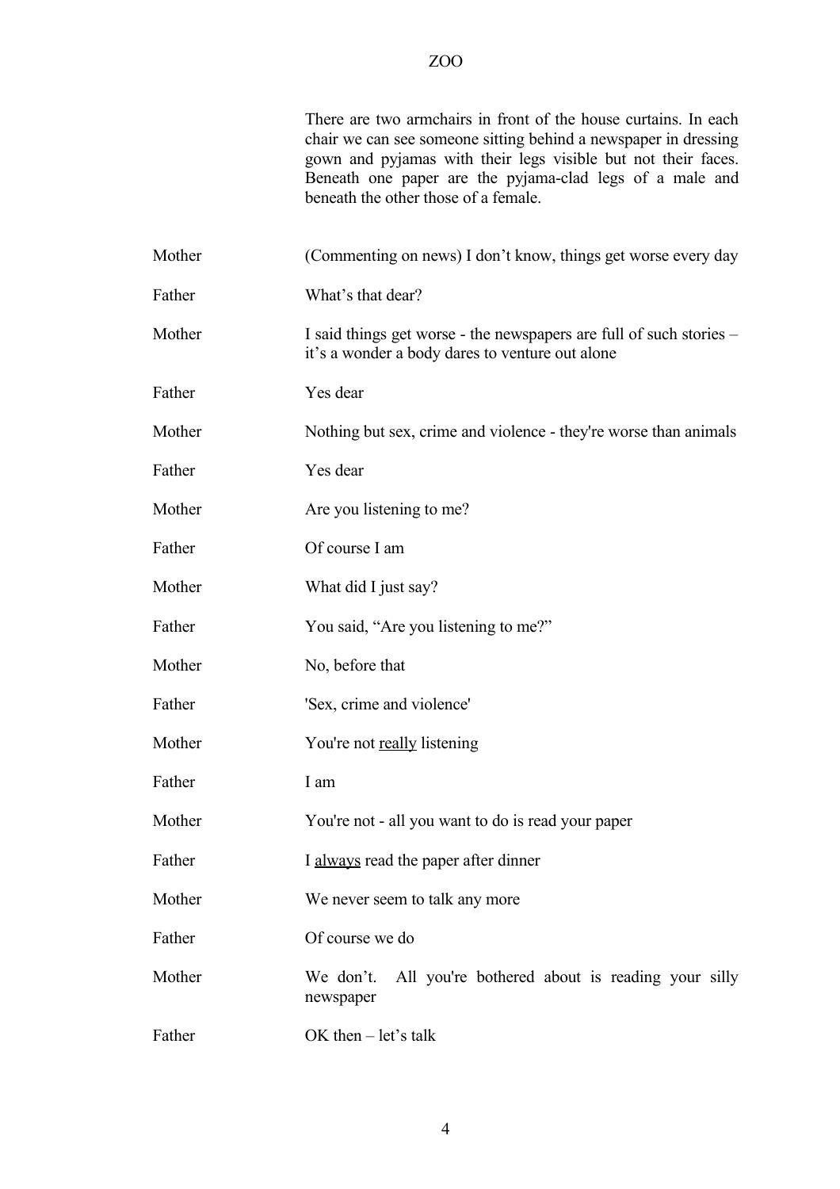There are two armchairs in front of the house curtains. In each chair we can see someone sitting behind a newspaper in dressing gown and pyjamas with their legs visible but not their faces. Beneath one paper are the pyjama-clad legs of a male and beneath the other those of a female.

**Mother** (Commenting on news) I don't know, things get worse every day

**Father** What's that dear?

**Mother** I said things get worse - the newspapers are full of such stories – it's a wonder a body dares to venture out alone

**Father** Yes dear

**Mother** Nothing but sex, crime and violence - they're worse than animals

**Father** Yes dear

**Mother** Are you listening to me?

**Father** Of course I am

**Mother** What did I just say?

**Father** You said, "Are you listening to me?"

**Mother** No, before that

**Father** 'Sex, crime and violence'

**Mother** You're not <u>really</u> listening

**Father** I am

**Mother** You're not - all you want to do is read your paper

**Father** I <u>always</u> read the paper after dinner

**Mother** We never seem to talk any more

**Father** Of course we do

**Mother** We don't. All you're bothered about is reading your silly newspaper

**Father** OK then – let's talk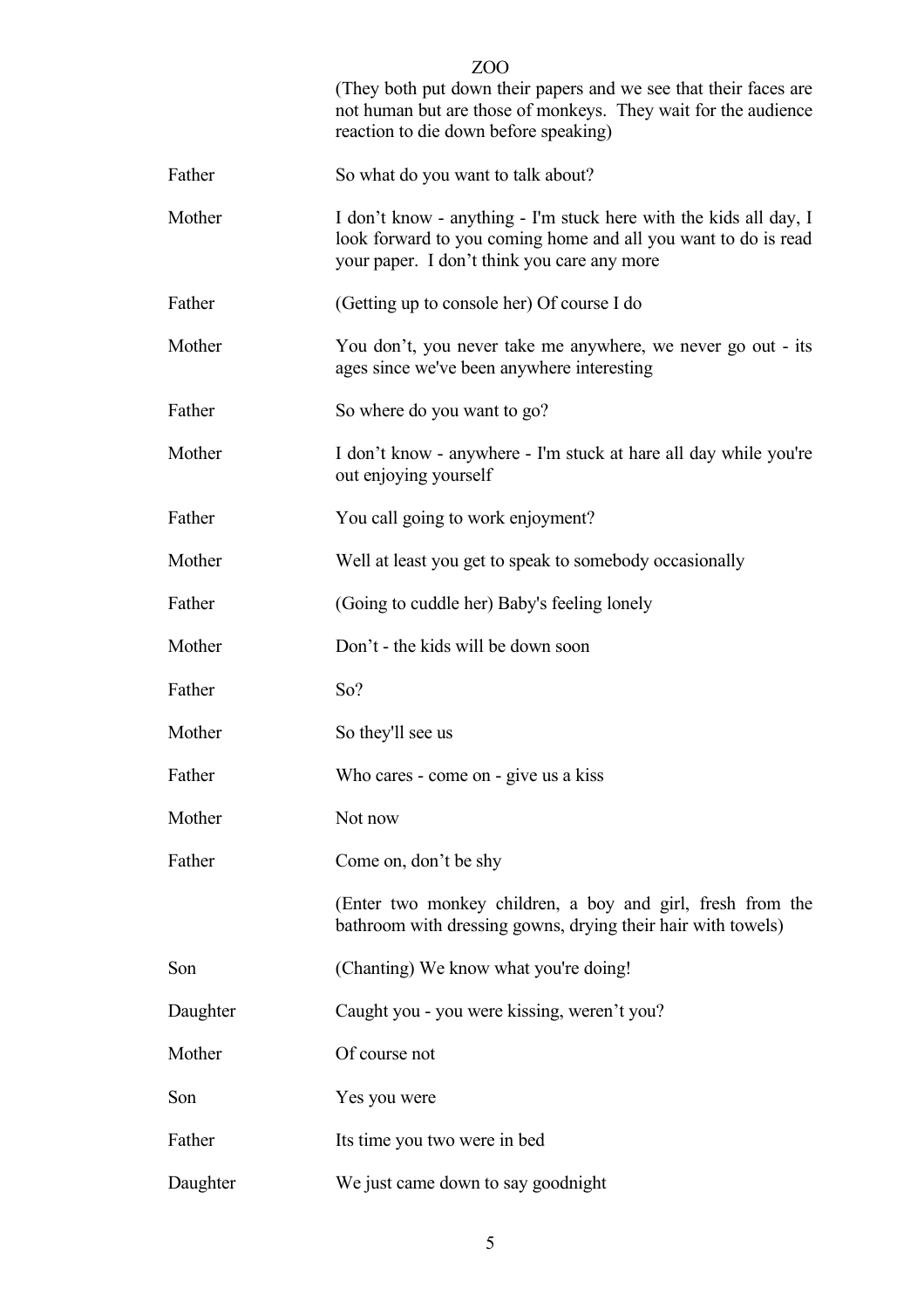(They both put down their papers and we see that their faces are not human but are those of monkeys. They wait for the audience reaction to die down before speaking)

**Father** So what do you want to talk about?

**Mother** I don't know - anything - I'm stuck here with the kids all day, I look forward to you coming home and all you want to do is read your paper. I don't think you care any more

**Father** (Getting up to console her) Of course I do

**Mother** You don't, you never take me anywhere, we never go out - its ages since we've been anywhere interesting

**Father** So where do you want to go?

**Mother** I don't know - anywhere - I'm stuck at hare all day while you're out enjoying yourself

**Father** You call going to work enjoyment?

**Mother** Well at least you get to speak to somebody occasionally

**Father** (Going to cuddle her) Baby's feeling lonely

**Mother** Don't - the kids will be down soon

**Father** So?

**Mother** So they'll see us

**Father** Who cares - come on - give us a kiss

**Mother** Not now

**Father** Come on, don't be shy

(Enter two monkey children, a boy and girl, fresh from the bathroom with dressing gowns, drying their hair with towels)

**Son** (Chanting) We know what you're doing!

**Daughter** Caught you - you were kissing, weren't you?

**Mother** Of course not

**Son** Yes you were

**Father** Its time you two were in bed

**Daughter** We just came down to say goodnight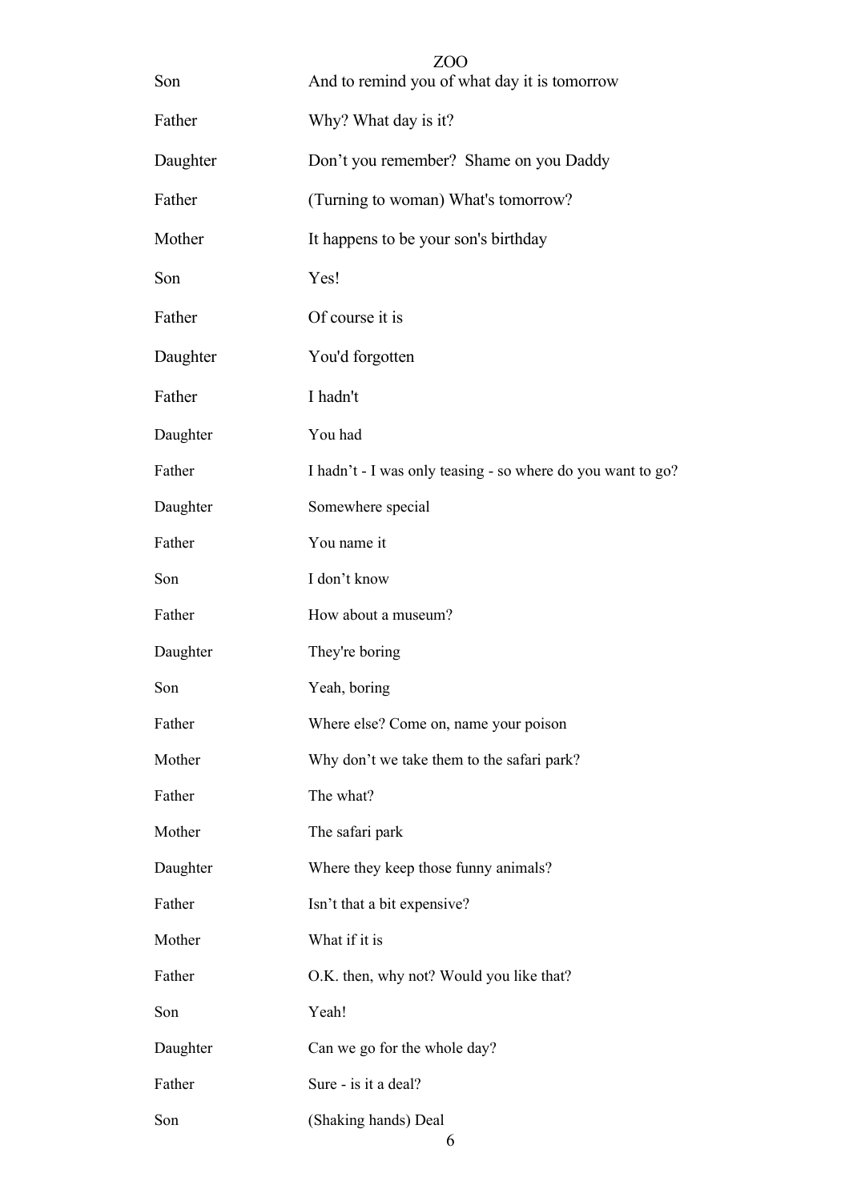| | |
|---|---|
| Son | And to remind you of what day it is tomorrow |
| Father | Why? What day is it? |
| Daughter | Don’t you remember? Shame on you Daddy |
| Father | (Turning to woman) What's tomorrow? |
| Mother | It happens to be your son's birthday |
| Son | Yes! |
| Father | Of course it is |
| Daughter | You'd forgotten |
| Father | I hadn't |
| Daughter | You had |
| Father | I hadn’t - I was only teasing - so where do you want to go? |
| Daughter | Somewhere special |
| Father | You name it |
| Son | I don’t know |
| Father | How about a museum? |
| Daughter | They're boring |
| Son | Yeah, boring |
| Father | Where else? Come on, name your poison |
| Mother | Why don’t we take them to the safari park? |
| Father | The what? |
| Mother | The safari park |
| Daughter | Where they keep those funny animals? |
| Father | Isn’t that a bit expensive? |
| Mother | What if it is |
| Father | O.K. then, why not? Would you like that? |
| Son | Yeah! |
| Daughter | Can we go for the whole day? |
| Father | Sure - is it a deal? |
| Son | (Shaking hands) Deal |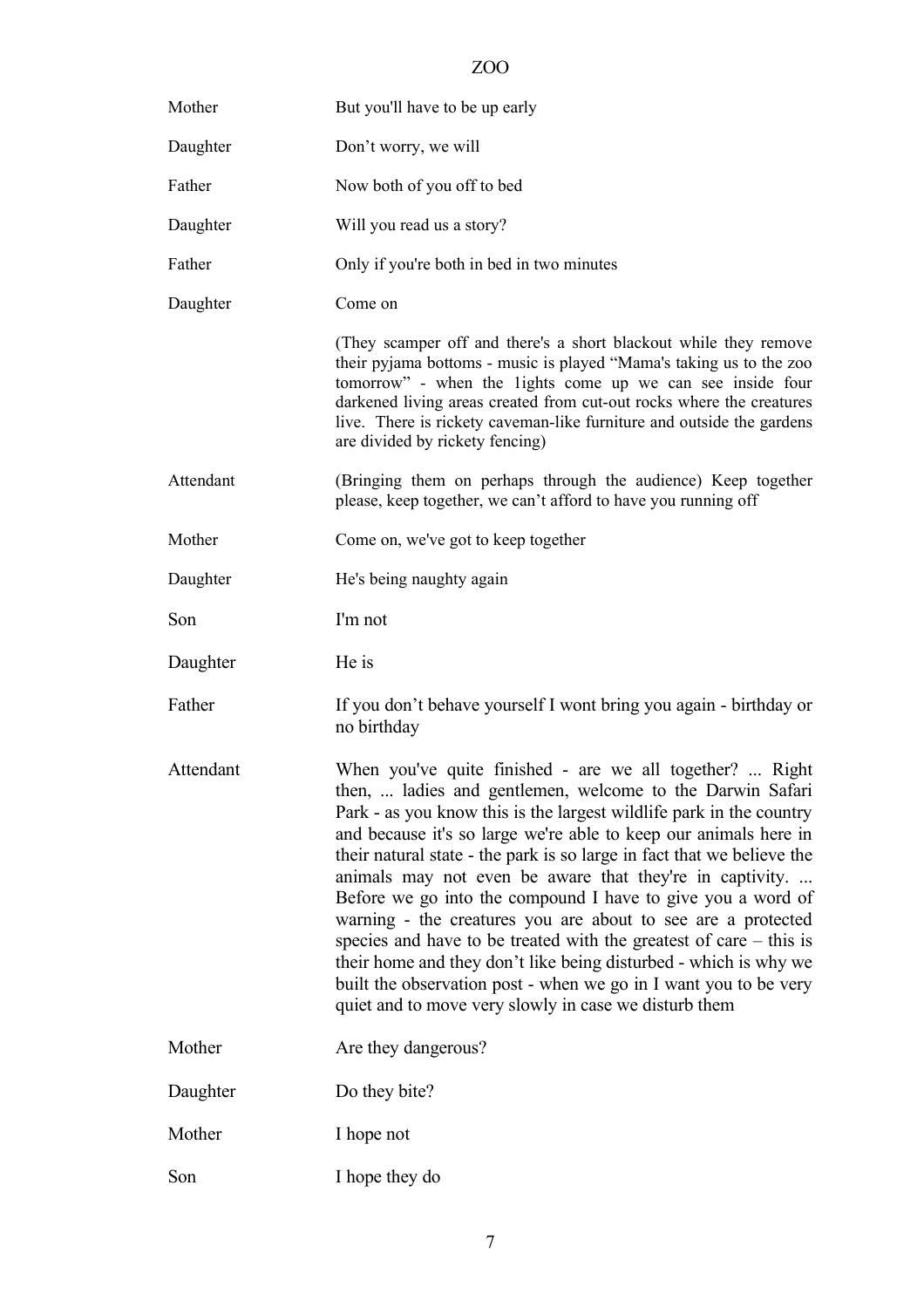| | |
|---|---|
| Mother | But you'll have to be up early |
| Daughter | Don’t worry, we will |
| Father | Now both of you off to bed |
| Daughter | Will you read us a story? |
| Father | Only if you're both in bed in two minutes |
| Daughter | Come on |
| | (They scamper off and there's a short blackout while they remove their pyjama bottoms - music is played “Mama's taking us to the zoo tomorrow” - when the 1ights come up we can see inside four darkened living areas created from cut-out rocks where the creatures live. There is rickety caveman-like furniture and outside the gardens are divided by rickety fencing) |
| Attendant | (Bringing them on perhaps through the audience) Keep together please, keep together, we can’t afford to have you running off |
| Mother | Come on, we've got to keep together |
| Daughter | He's being naughty again |
| Son | I'm not |
| Daughter | He is |
| Father | If you don’t behave yourself I wont bring you again - birthday or no birthday |
| Attendant | When you've quite finished - are we all together? ... Right then, ... ladies and gentlemen, welcome to the Darwin Safari Park - as you know this is the largest wildlife park in the country and because it's so large we're able to keep our animals here in their natural state - the park is so large in fact that we believe the animals may not even be aware that they're in captivity. ... Before we go into the compound I have to give you a word of warning - the creatures you are about to see are a protected species and have to be treated with the greatest of care – this is their home and they don’t like being disturbed - which is why we built the observation post - when we go in I want you to be very quiet and to move very slowly in case we disturb them |
| Mother | Are they dangerous? |
| Daughter | Do they bite? |
| Mother | I hope not |
| Son | I hope they do |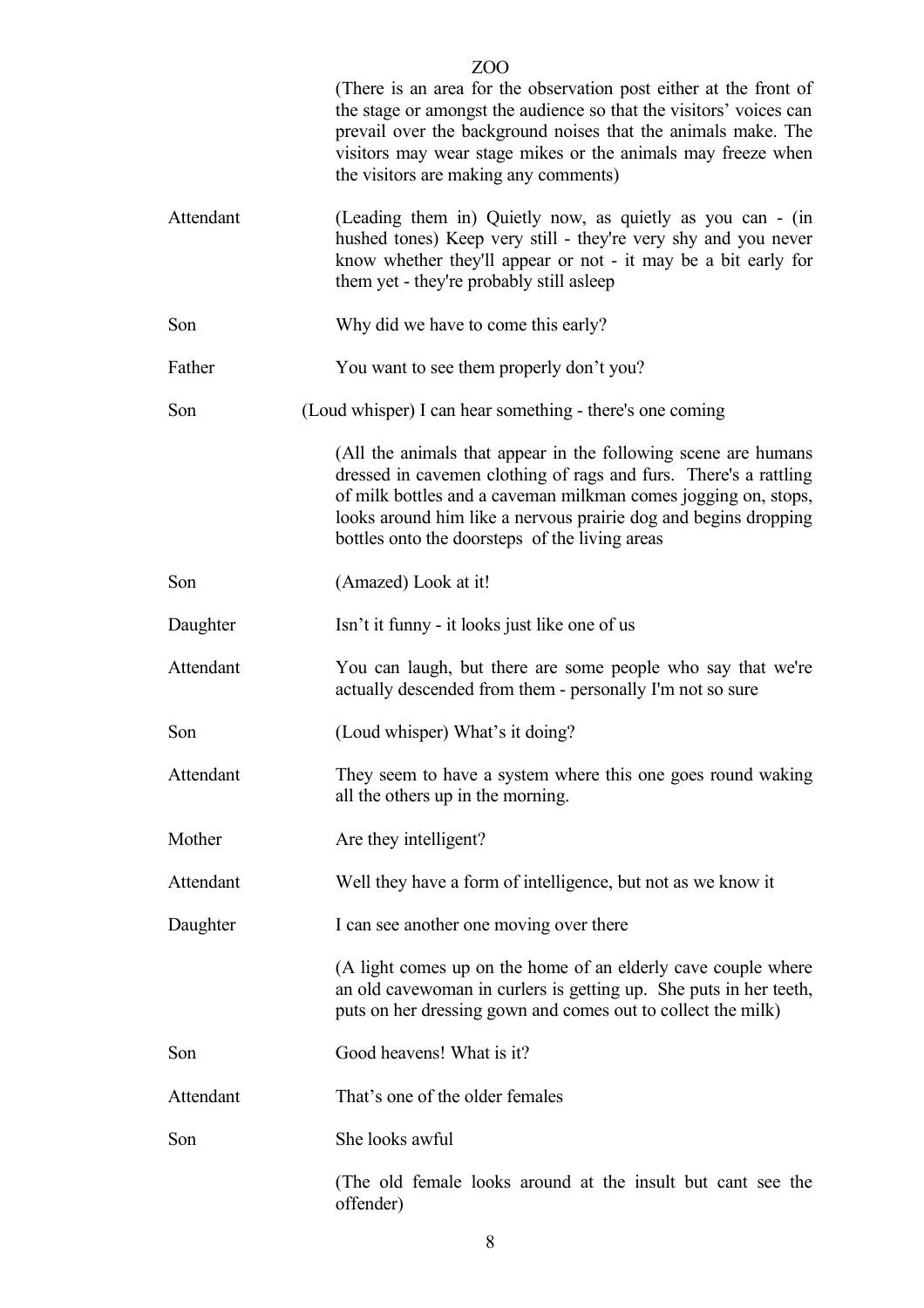# ZOO

(There is an area for the observation post either at the front of the stage or amongst the audience so that the visitors' voices can prevail over the background noises that the animals make. The visitors may wear stage mikes or the animals may freeze when the visitors are making any comments)

**Attendant** (Leading them in) Quietly now, as quietly as you can - (in hushed tones) Keep very still - they're very shy and you never know whether they'll appear or not - it may be a bit early for them yet - they're probably still asleep

**Son** Why did we have to come this early?

**Father** You want to see them properly don't you?

**Son** (Loud whisper) I can hear something - there's one coming

(All the animals that appear in the following scene are humans dressed in cavemen clothing of rags and furs. There's a rattling of milk bottles and a caveman milkman comes jogging on, stops, looks around him like a nervous prairie dog and begins dropping bottles onto the doorsteps of the living areas

**Son** (Amazed) Look at it!

**Daughter** Isn't it funny - it looks just like one of us

**Attendant** You can laugh, but there are some people who say that we're actually descended from them - personally I'm not so sure

**Son** (Loud whisper) What's it doing?

**Attendant** They seem to have a system where this one goes round waking all the others up in the morning.

**Mother** Are they intelligent?

**Attendant** Well they have a form of intelligence, but not as we know it

**Daughter** I can see another one moving over there

(A light comes up on the home of an elderly cave couple where an old cavewoman in curlers is getting up. She puts in her teeth, puts on her dressing gown and comes out to collect the milk)

**Son** Good heavens! What is it?

**Attendant** That's one of the older females

**Son** She looks awful

(The old female looks around at the insult but cant see the offender)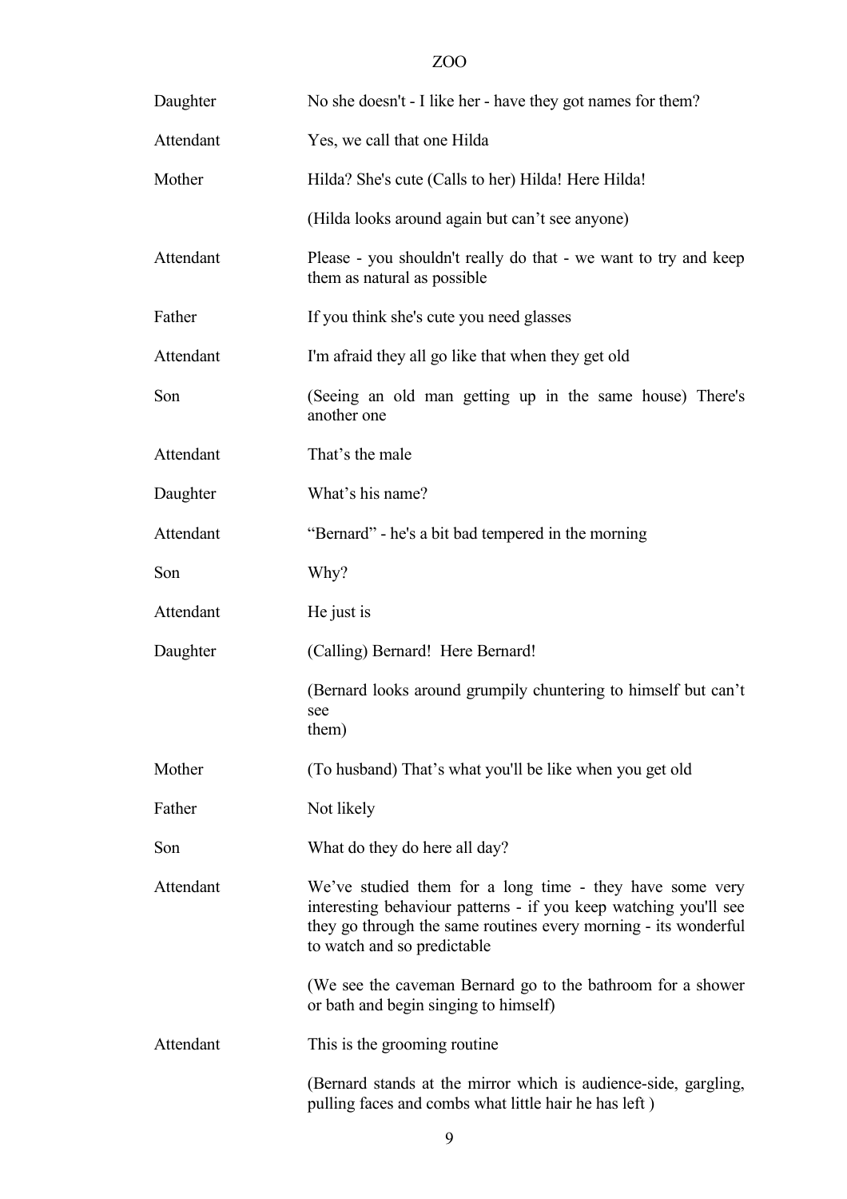| | |
|---|---|
| Daughter | No she doesn't - I like her - have they got names for them? |
| Attendant | Yes, we call that one Hilda |
| Mother | Hilda? She's cute (Calls to her) Hilda! Here Hilda! |
| | (Hilda looks around again but can't see anyone) |
| Attendant | Please - you shouldn't really do that - we want to try and keep them as natural as possible |
| Father | If you think she's cute you need glasses |
| Attendant | I'm afraid they all go like that when they get old |
| Son | (Seeing an old man getting up in the same house) There's another one |
| Attendant | That's the male |
| Daughter | What's his name? |
| Attendant | "Bernard" - he's a bit bad tempered in the morning |
| Son | Why? |
| Attendant | He just is |
| Daughter | (Calling) Bernard! Here Bernard! |
| | (Bernard looks around grumpily chuntering to himself but can't see them) |
| Mother | (To husband) That's what you'll be like when you get old |
| Father | Not likely |
| Son | What do they do here all day? |
| Attendant | We've studied them for a long time - they have some very interesting behaviour patterns - if you keep watching you'll see they go through the same routines every morning - its wonderful to watch and so predictable |
| | (We see the caveman Bernard go to the bathroom for a shower or bath and begin singing to himself) |
| Attendant | This is the grooming routine |
| | (Bernard stands at the mirror which is audience-side, gargling, pulling faces and combs what little hair he has left ) |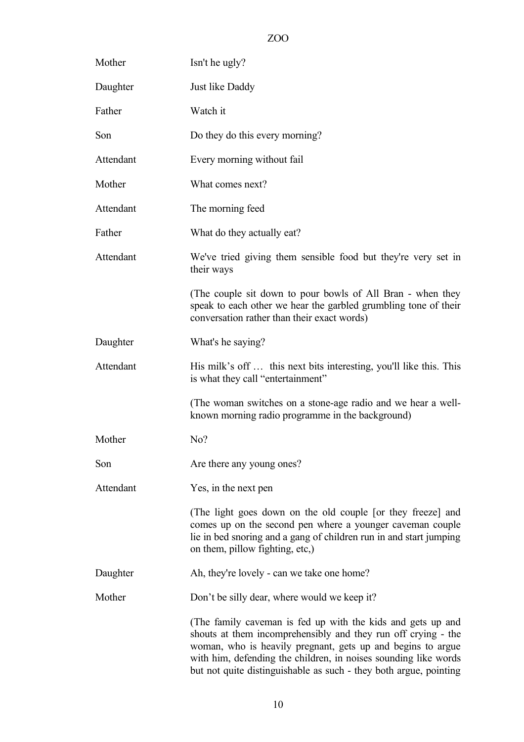| | |
|---|---|
| Mother | Isn't he ugly? |
| Daughter | Just like Daddy |
| Father | Watch it |
| Son | Do they do this every morning? |
| Attendant | Every morning without fail |
| Mother | What comes next? |
| Attendant | The morning feed |
| Father | What do they actually eat? |
| Attendant | We've tried giving them sensible food but they're very set in their ways |
| | (The couple sit down to pour bowls of All Bran - when they speak to each other we hear the garbled grumbling tone of their conversation rather than their exact words) |
| Daughter | What's he saying? |
| Attendant | His milk's off … this next bits interesting, you'll like this. This is what they call "entertainment" |
| | (The woman switches on a stone-age radio and we hear a well-known morning radio programme in the background) |
| Mother | No? |
| Son | Are there any young ones? |
| Attendant | Yes, in the next pen |
| | (The light goes down on the old couple [or they freeze] and comes up on the second pen where a younger caveman couple lie in bed snoring and a gang of children run in and start jumping on them, pillow fighting, etc,) |
| Daughter | Ah, they're lovely - can we take one home? |
| Mother | Don't be silly dear, where would we keep it? |
| | (The family caveman is fed up with the kids and gets up and shouts at them incomprehensibly and they run off crying - the woman, who is heavily pregnant, gets up and begins to argue with him, defending the children, in noises sounding like words but not quite distinguishable as such - they both argue, pointing |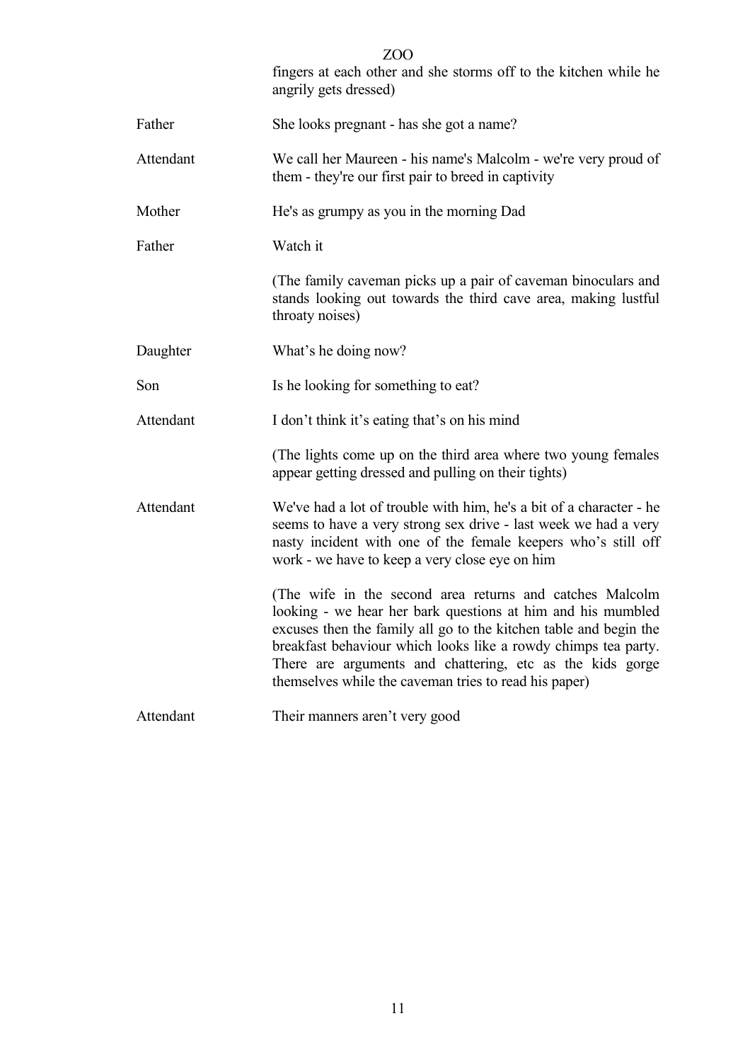fingers at each other and she storms off to the kitchen while he angrily gets dressed)

| | |
|---|---|
| Father | She looks pregnant - has she got a name? |
| Attendant | We call her Maureen - his name's Malcolm - we're very proud of them - they're our first pair to breed in captivity |
| Mother | He's as grumpy as you in the morning Dad |
| Father | Watch it |
| | (The family caveman picks up a pair of caveman binoculars and stands looking out towards the third cave area, making lustful throaty noises) |
| Daughter | What's he doing now? |
| Son | Is he looking for something to eat? |
| Attendant | I don't think it's eating that's on his mind |
| | (The lights come up on the third area where two young females appear getting dressed and pulling on their tights) |
| Attendant | We've had a lot of trouble with him, he's a bit of a character - he seems to have a very strong sex drive - last week we had a very nasty incident with one of the female keepers who's still off work - we have to keep a very close eye on him |
| | (The wife in the second area returns and catches Malcolm looking - we hear her bark questions at him and his mumbled excuses then the family all go to the kitchen table and begin the breakfast behaviour which looks like a rowdy chimps tea party. There are arguments and chattering, etc as the kids gorge themselves while the caveman tries to read his paper) |
| Attendant | Their manners aren't very good |